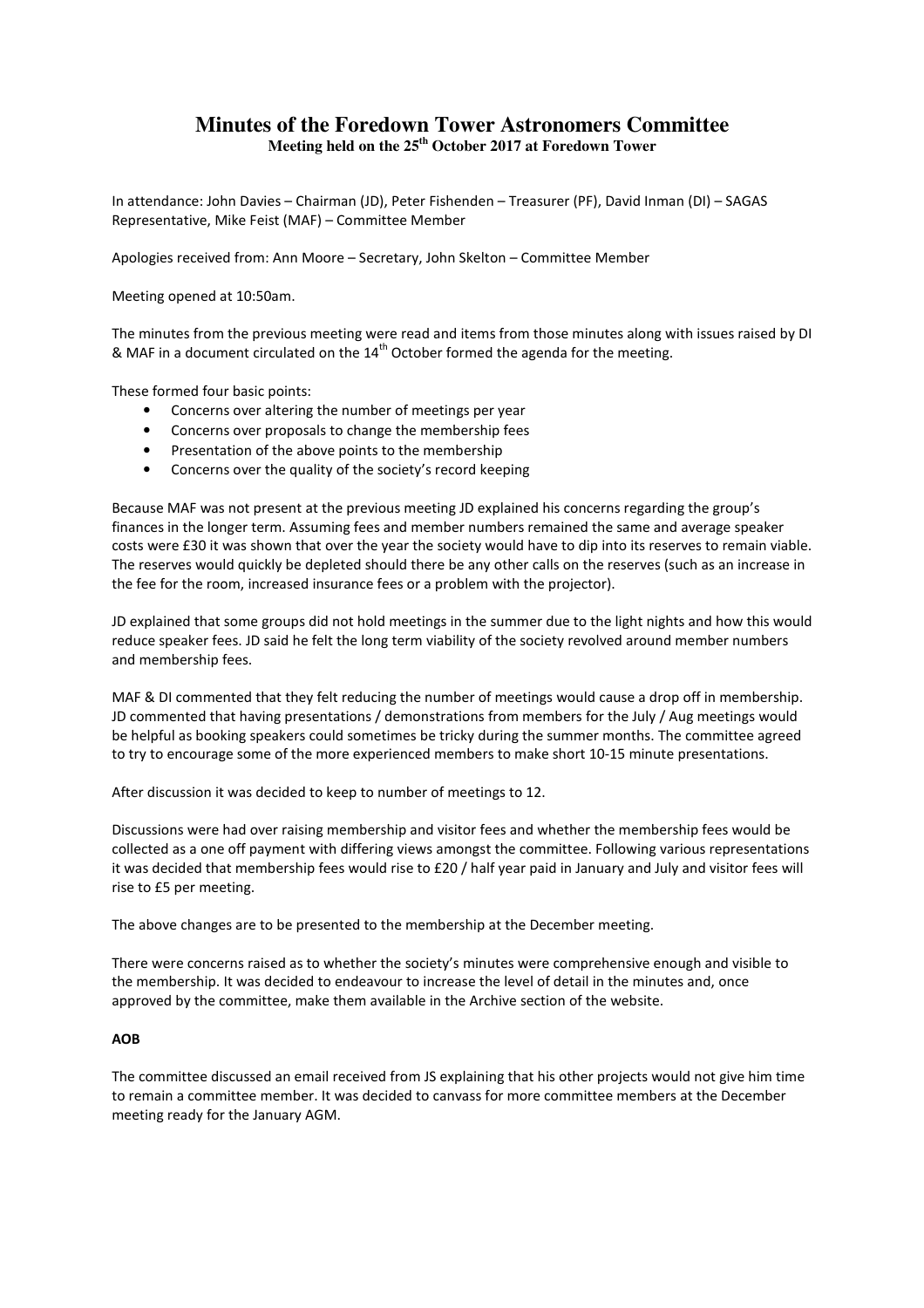# Minutes of the Foredown Tower Astronomers Committee

**Meeting held on the 25th October 2017 at Foredown Tower**

In attendance: John Davies – Chairman (JD), Peter Fishenden – Treasurer (PF), David Inman (DI) – SAGAS Representative, Mike Feist (MAF) – Committee Member

Apologies received from: Ann Moore – Secretary, John Skelton – Committee Member

Meeting opened at 10:50am.

The minutes from the previous meeting were read and items from those minutes along with issues raised by DI & MAF in a document circulated on the 14th October formed the agenda for the meeting.

These formed four basic points:

- Concerns over altering the number of meetings per year
- Concerns over proposals to change the membership fees
- Presentation of the above points to the membership
- Concerns over the quality of the society's record keeping

Because MAF was not present at the previous meeting JD explained his concerns regarding the group's finances in the longer term. Assuming fees and member numbers remained the same and average speaker costs were £30 it was shown that over the year the society would have to dip into its reserves to remain viable. The reserves would quickly be depleted should there be any other calls on the reserves (such as an increase in the fee for the room, increased insurance fees or a problem with the projector).

JD explained that some groups did not hold meetings in the summer due to the light nights and how this would reduce speaker fees. JD said he felt the long term viability of the society revolved around member numbers and membership fees.

MAF & DI commented that they felt reducing the number of meetings would cause a drop off in membership. JD commented that having presentations / demonstrations from members for the July / Aug meetings would be helpful as booking speakers could sometimes be tricky during the summer months. The committee agreed to try to encourage some of the more experienced members to make short 10-15 minute presentations.

After discussion it was decided to keep to number of meetings to 12.

Discussions were had over raising membership and visitor fees and whether the membership fees would be collected as a one off payment with differing views amongst the committee. Following various representations it was decided that membership fees would rise to £20 / half year paid in January and July and visitor fees will rise to £5 per meeting.

The above changes are to be presented to the membership at the December meeting.

There were concerns raised as to whether the society's minutes were comprehensive enough and visible to the membership. It was decided to endeavour to increase the level of detail in the minutes and, once approved by the committee, make them available in the Archive section of the website.

**AOB**

The committee discussed an email received from JS explaining that his other projects would not give him time to remain a committee member. It was decided to canvass for more committee members at the December meeting ready for the January AGM.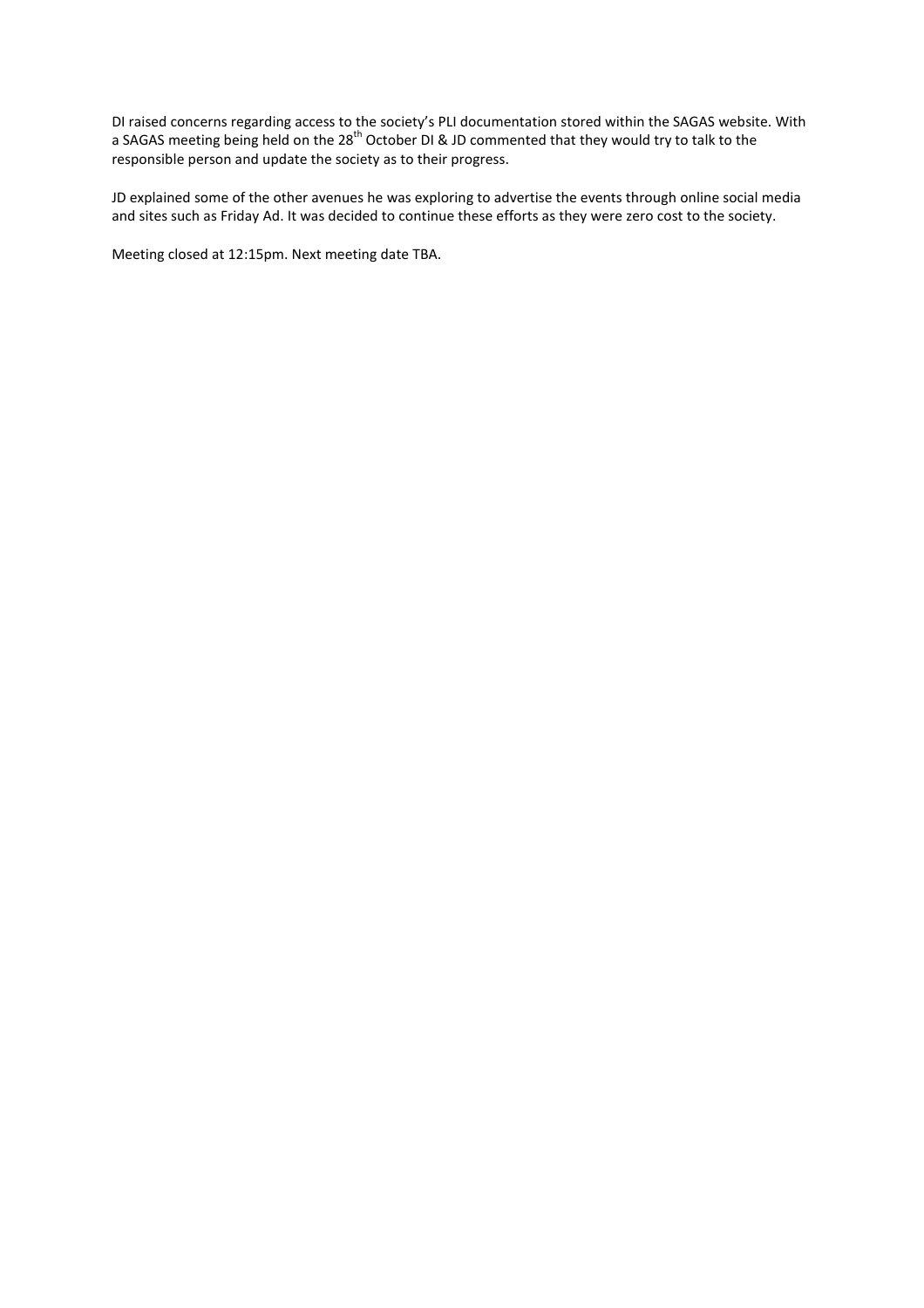DI raised concerns regarding access to the society's PLI documentation stored within the SAGAS website. With a SAGAS meeting being held on the 28th October DI & JD commented that they would try to talk to the responsible person and update the society as to their progress.

JD explained some of the other avenues he was exploring to advertise the events through online social media and sites such as Friday Ad. It was decided to continue these efforts as they were zero cost to the society.

Meeting closed at 12:15pm. Next meeting date TBA.